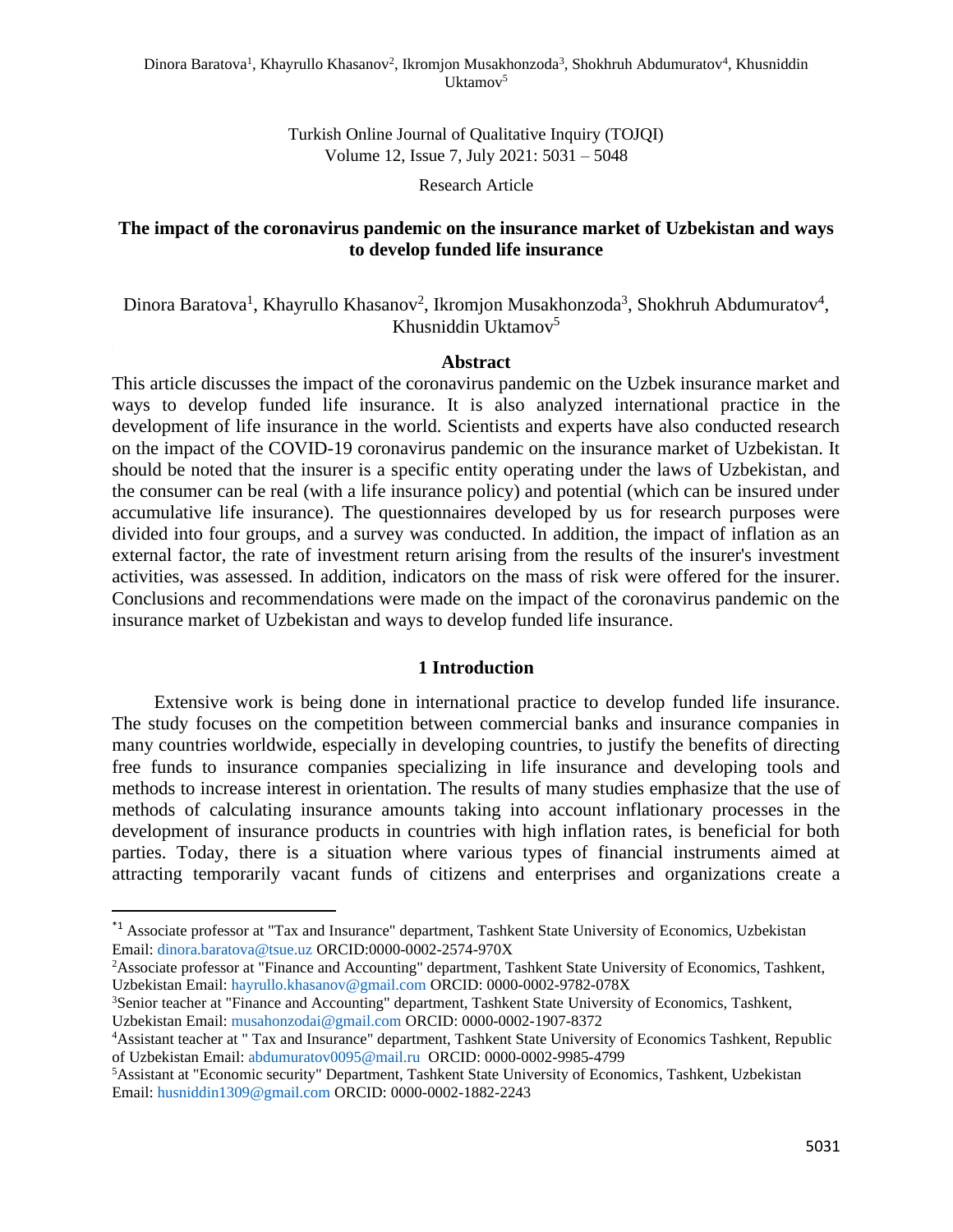Research Article

# The impact of the coronavirus pandemic on the insurance market of Uzbekistan and ways to develop funded life insurance

Dinora Baratova[1], Khayrullo Khasanov[2], Ikromjon Musakhonzoda[3], Shokhruh Abdumuratov[4], Khusniddin Uktamov[5]

## Abstract

This article discusses the impact of the coronavirus pandemic on the Uzbek insurance market and ways to develop funded life insurance. It is also analyzed international practice in the development of life insurance in the world. Scientists and experts have also conducted research on the impact of the COVID-19 coronavirus pandemic on the insurance market of Uzbekistan. It should be noted that the insurer is a specific entity operating under the laws of Uzbekistan, and the consumer can be real (with a life insurance policy) and potential (which can be insured under accumulative life insurance). The questionnaires developed by us for research purposes were divided into four groups, and a survey was conducted. In addition, the impact of inflation as an external factor, the rate of investment return arising from the results of the insurer's investment activities, was assessed. In addition, indicators on the mass of risk were offered for the insurer. Conclusions and recommendations were made on the impact of the coronavirus pandemic on the insurance market of Uzbekistan and ways to develop funded life insurance.

## 1 Introduction

Extensive work is being done in international practice to develop funded life insurance. The study focuses on the competition between commercial banks and insurance companies in many countries worldwide, especially in developing countries, to justify the benefits of directing free funds to insurance companies specializing in life insurance and developing tools and methods to increase interest in orientation. The results of many studies emphasize that the use of methods of calculating insurance amounts taking into account inflationary processes in the development of insurance products in countries with high inflation rates, is beneficial for both parties. Today, there is a situation where various types of financial instruments aimed at attracting temporarily vacant funds of citizens and enterprises and organizations create a

---

*[1] Associate professor at "Tax and Insurance" department, Tashkent State University of Economics, Uzbekistan Email: dinora.baratova@tsue.uz ORCID:0000-0002-2574-970X

[2]Associate professor at "Finance and Accounting" department, Tashkent State University of Economics, Tashkent, Uzbekistan Email: hayrullo.khasanov@gmail.com ORCID: 0000-0002-9782-078X

[3]Senior teacher at "Finance and Accounting" department, Tashkent State University of Economics, Tashkent, Uzbekistan Email: musahonzodai@gmail.com ORCID: 0000-0002-1907-8372

[4]Assistant teacher at " Tax and Insurance" department, Tashkent State University of Economics Tashkent, Republic of Uzbekistan Email: abdumuratov0095@mail.ru ORCID: 0000-0002-9985-4799

[5]Assistant at "Economic security" Department, Tashkent State University of Economics, Tashkent, Uzbekistan Email: husniddin1309@gmail.com ORCID: 0000-0002-1882-2243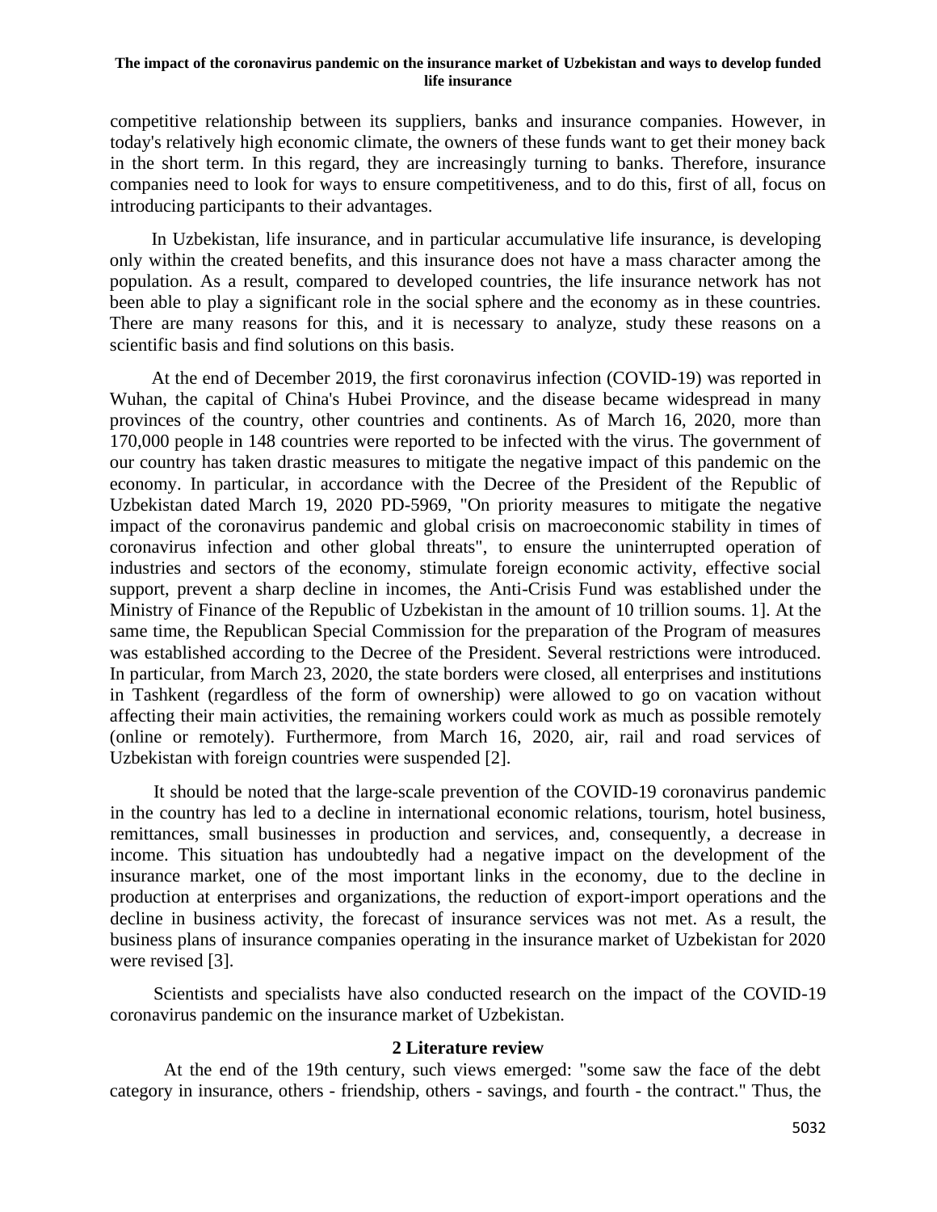competitive relationship between its suppliers, banks and insurance companies. However, in today's relatively high economic climate, the owners of these funds want to get their money back in the short term. In this regard, they are increasingly turning to banks. Therefore, insurance companies need to look for ways to ensure competitiveness, and to do this, first of all, focus on introducing participants to their advantages.

In Uzbekistan, life insurance, and in particular accumulative life insurance, is developing only within the created benefits, and this insurance does not have a mass character among the population. As a result, compared to developed countries, the life insurance network has not been able to play a significant role in the social sphere and the economy as in these countries. There are many reasons for this, and it is necessary to analyze, study these reasons on a scientific basis and find solutions on this basis.

At the end of December 2019, the first coronavirus infection (COVID-19) was reported in Wuhan, the capital of China's Hubei Province, and the disease became widespread in many provinces of the country, other countries and continents. As of March 16, 2020, more than 170,000 people in 148 countries were reported to be infected with the virus. The government of our country has taken drastic measures to mitigate the negative impact of this pandemic on the economy. In particular, in accordance with the Decree of the President of the Republic of Uzbekistan dated March 19, 2020 PD-5969, "On priority measures to mitigate the negative impact of the coronavirus pandemic and global crisis on macroeconomic stability in times of coronavirus infection and other global threats", to ensure the uninterrupted operation of industries and sectors of the economy, stimulate foreign economic activity, effective social support, prevent a sharp decline in incomes, the Anti-Crisis Fund was established under the Ministry of Finance of the Republic of Uzbekistan in the amount of 10 trillion soums. 1]. At the same time, the Republican Special Commission for the preparation of the Program of measures was established according to the Decree of the President. Several restrictions were introduced. In particular, from March 23, 2020, the state borders were closed, all enterprises and institutions in Tashkent (regardless of the form of ownership) were allowed to go on vacation without affecting their main activities, the remaining workers could work as much as possible remotely (online or remotely). Furthermore, from March 16, 2020, air, rail and road services of Uzbekistan with foreign countries were suspended [2].

It should be noted that the large-scale prevention of the COVID-19 coronavirus pandemic in the country has led to a decline in international economic relations, tourism, hotel business, remittances, small businesses in production and services, and, consequently, a decrease in income. This situation has undoubtedly had a negative impact on the development of the insurance market, one of the most important links in the economy, due to the decline in production at enterprises and organizations, the reduction of export-import operations and the decline in business activity, the forecast of insurance services was not met. As a result, the business plans of insurance companies operating in the insurance market of Uzbekistan for 2020 were revised [3].

Scientists and specialists have also conducted research on the impact of the COVID-19 coronavirus pandemic on the insurance market of Uzbekistan.

## 2 Literature review

At the end of the 19th century, such views emerged: "some saw the face of the debt category in insurance, others - friendship, others - savings, and fourth - the contract." Thus, the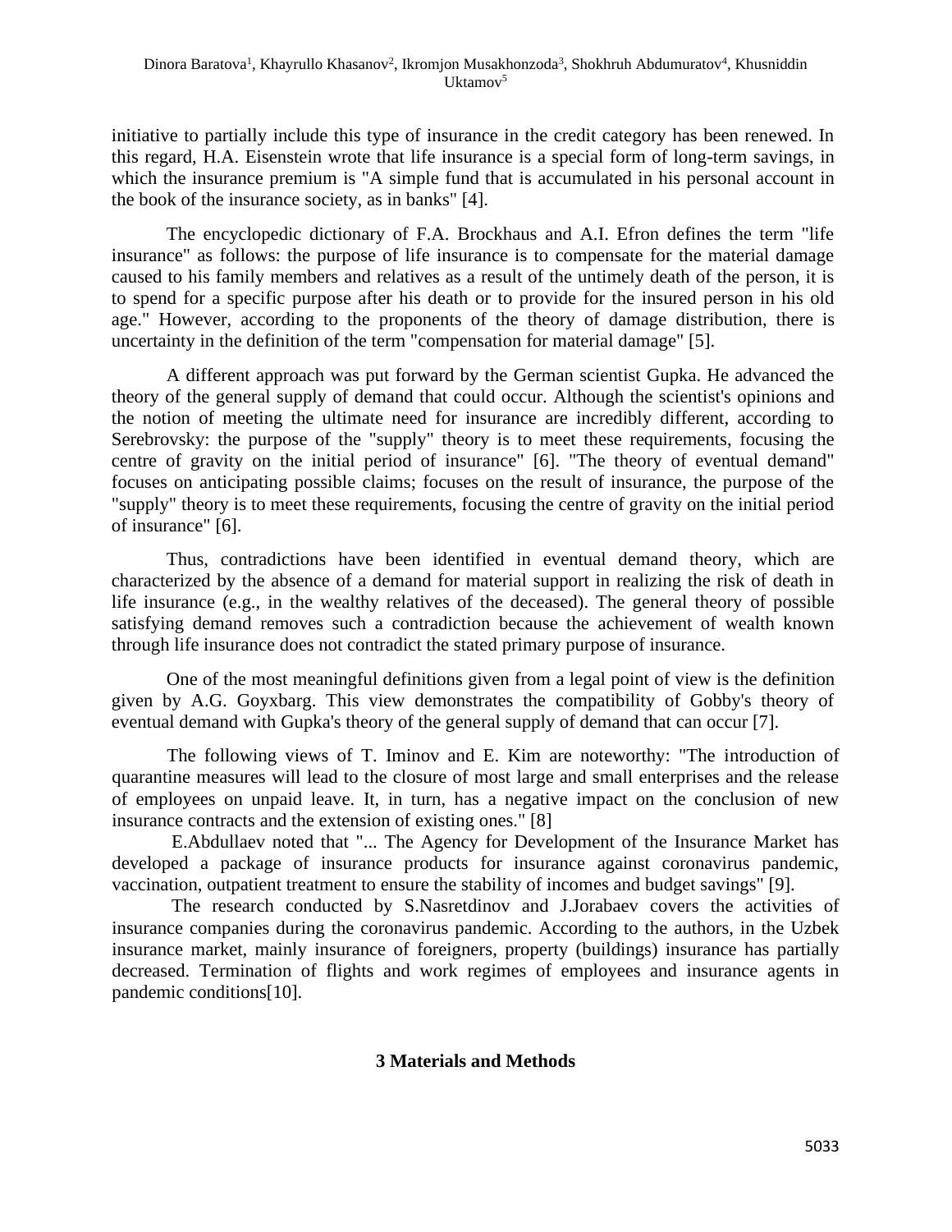initiative to partially include this type of insurance in the credit category has been renewed. In this regard, H.A. Eisenstein wrote that life insurance is a special form of long-term savings, in which the insurance premium is "A simple fund that is accumulated in his personal account in the book of the insurance society, as in banks" [4].

The encyclopedic dictionary of F.A. Brockhaus and A.I. Efron defines the term "life insurance" as follows: the purpose of life insurance is to compensate for the material damage caused to his family members and relatives as a result of the untimely death of the person, it is to spend for a specific purpose after his death or to provide for the insured person in his old age." However, according to the proponents of the theory of damage distribution, there is uncertainty in the definition of the term "compensation for material damage" [5].

A different approach was put forward by the German scientist Gupka. He advanced the theory of the general supply of demand that could occur. Although the scientist's opinions and the notion of meeting the ultimate need for insurance are incredibly different, according to Serebrovsky: the purpose of the "supply" theory is to meet these requirements, focusing the centre of gravity on the initial period of insurance" [6]. "The theory of eventual demand" focuses on anticipating possible claims; focuses on the result of insurance, the purpose of the "supply" theory is to meet these requirements, focusing the centre of gravity on the initial period of insurance" [6].

Thus, contradictions have been identified in eventual demand theory, which are characterized by the absence of a demand for material support in realizing the risk of death in life insurance (e.g., in the wealthy relatives of the deceased). The general theory of possible satisfying demand removes such a contradiction because the achievement of wealth known through life insurance does not contradict the stated primary purpose of insurance.

One of the most meaningful definitions given from a legal point of view is the definition given by A.G. Goyxbarg. This view demonstrates the compatibility of Gobby's theory of eventual demand with Gupka's theory of the general supply of demand that can occur [7].

The following views of T. Iminov and E. Kim are noteworthy: "The introduction of quarantine measures will lead to the closure of most large and small enterprises and the release of employees on unpaid leave. It, in turn, has a negative impact on the conclusion of new insurance contracts and the extension of existing ones." [8]

E.Abdullaev noted that "... The Agency for Development of the Insurance Market has developed a package of insurance products for insurance against coronavirus pandemic, vaccination, outpatient treatment to ensure the stability of incomes and budget savings" [9].

The research conducted by S.Nasretdinov and J.Jorabaev covers the activities of insurance companies during the coronavirus pandemic. According to the authors, in the Uzbek insurance market, mainly insurance of foreigners, property (buildings) insurance has partially decreased. Termination of flights and work regimes of employees and insurance agents in pandemic conditions[10].

## 3 Materials and Methods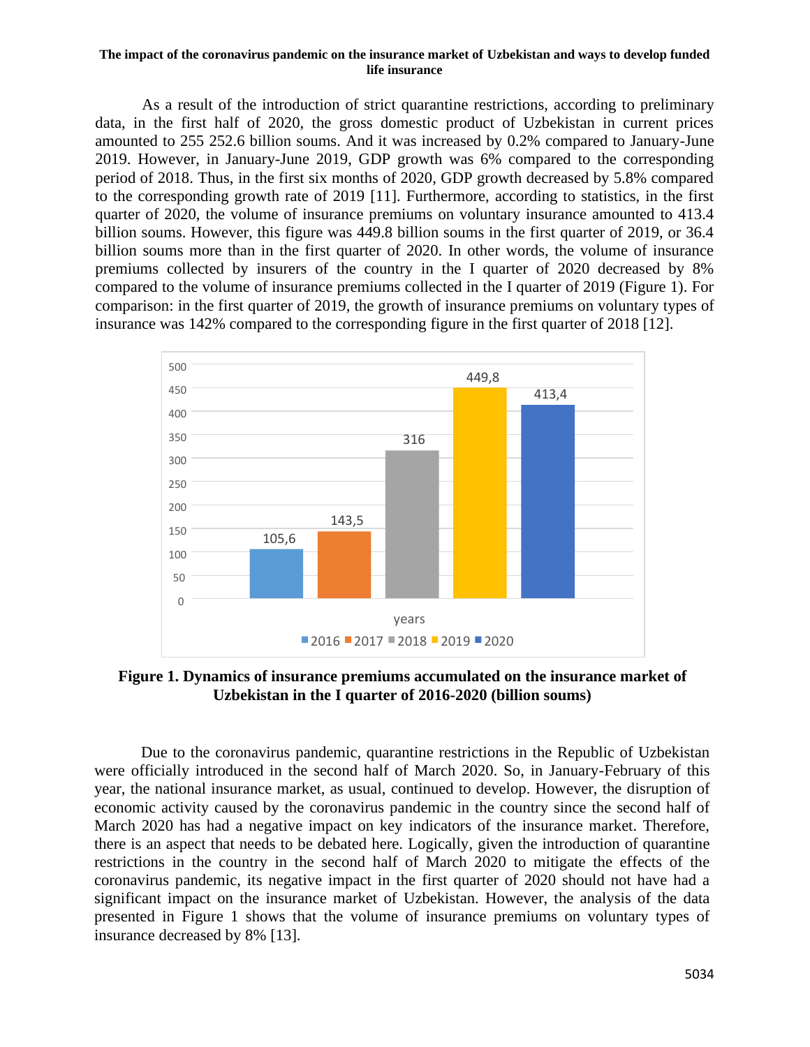As a result of the introduction of strict quarantine restrictions, according to preliminary data, in the first half of 2020, the gross domestic product of Uzbekistan in current prices amounted to 255 252.6 billion soums. And it was increased by 0.2% compared to January-June 2019. However, in January-June 2019, GDP growth was 6% compared to the corresponding period of 2018. Thus, in the first six months of 2020, GDP growth decreased by 5.8% compared to the corresponding growth rate of 2019 [11]. Furthermore, according to statistics, in the first quarter of 2020, the volume of insurance premiums on voluntary insurance amounted to 413.4 billion soums. However, this figure was 449.8 billion soums in the first quarter of 2019, or 36.4 billion soums more than in the first quarter of 2020. In other words, the volume of insurance premiums collected by insurers of the country in the I quarter of 2020 decreased by 8% compared to the volume of insurance premiums collected in the I quarter of 2019 (Figure 1). For comparison: in the first quarter of 2019, the growth of insurance premiums on voluntary types of insurance was 142% compared to the corresponding figure in the first quarter of 2018 [12].

| years | 2016 | 2017 | 2018 | 2019 | 2020 |
|---|---|---|---|---|---|
| Insurance premiums (billion soums) | 105,6 | 143,5 | 316 | 449,8 | 413,4 |

**Figure 1. Dynamics of insurance premiums accumulated on the insurance market of Uzbekistan in the I quarter of 2016-2020 (billion soums)**

Due to the coronavirus pandemic, quarantine restrictions in the Republic of Uzbekistan were officially introduced in the second half of March 2020. So, in January-February of this year, the national insurance market, as usual, continued to develop. However, the disruption of economic activity caused by the coronavirus pandemic in the country since the second half of March 2020 has had a negative impact on key indicators of the insurance market. Therefore, there is an aspect that needs to be debated here. Logically, given the introduction of quarantine restrictions in the country in the second half of March 2020 to mitigate the effects of the coronavirus pandemic, its negative impact in the first quarter of 2020 should not have had a significant impact on the insurance market of Uzbekistan. However, the analysis of the data presented in Figure 1 shows that the volume of insurance premiums on voluntary types of insurance decreased by 8% [13].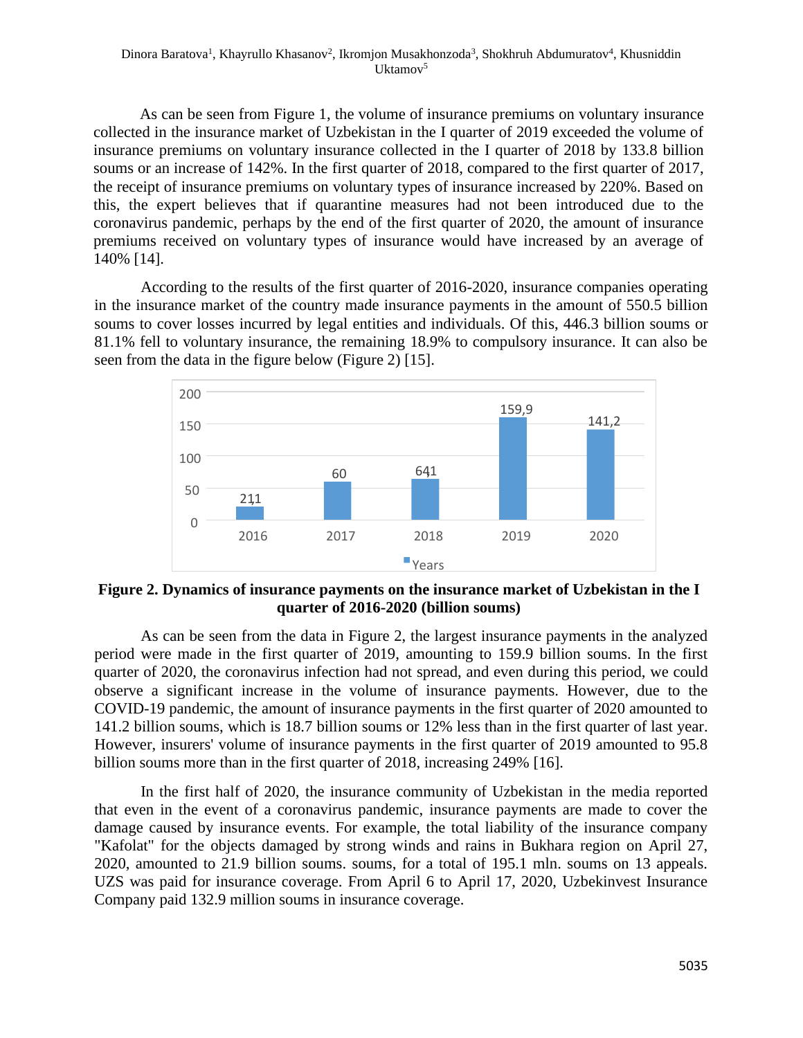As can be seen from Figure 1, the volume of insurance premiums on voluntary insurance collected in the insurance market of Uzbekistan in the I quarter of 2019 exceeded the volume of insurance premiums on voluntary insurance collected in the I quarter of 2018 by 133.8 billion soums or an increase of 142%. In the first quarter of 2018, compared to the first quarter of 2017, the receipt of insurance premiums on voluntary types of insurance increased by 220%. Based on this, the expert believes that if quarantine measures had not been introduced due to the coronavirus pandemic, perhaps by the end of the first quarter of 2020, the amount of insurance premiums received on voluntary types of insurance would have increased by an average of 140% [14].

According to the results of the first quarter of 2016-2020, insurance companies operating in the insurance market of the country made insurance payments in the amount of 550.5 billion soums to cover losses incurred by legal entities and individuals. Of this, 446.3 billion soums or 81.1% fell to voluntary insurance, the remaining 18.9% to compulsory insurance. It can also be seen from the data in the figure below (Figure 2) [15].

| Years | 2016 | 2017 | 2018 | 2019 | 2020 |
|---|---|---|---|---|---|
| Insurance payments | 21,1 | 60 | 64,1 | 159,9 | 141,2 |

**Figure 2. Dynamics of insurance payments on the insurance market of Uzbekistan in the I quarter of 2016-2020 (billion soums)**

As can be seen from the data in Figure 2, the largest insurance payments in the analyzed period were made in the first quarter of 2019, amounting to 159.9 billion soums. In the first quarter of 2020, the coronavirus infection had not spread, and even during this period, we could observe a significant increase in the volume of insurance payments. However, due to the COVID-19 pandemic, the amount of insurance payments in the first quarter of 2020 amounted to 141.2 billion soums, which is 18.7 billion soums or 12% less than in the first quarter of last year. However, insurers' volume of insurance payments in the first quarter of 2019 amounted to 95.8 billion soums more than in the first quarter of 2018, increasing 249% [16].

In the first half of 2020, the insurance community of Uzbekistan in the media reported that even in the event of a coronavirus pandemic, insurance payments are made to cover the damage caused by insurance events. For example, the total liability of the insurance company "Kafolat" for the objects damaged by strong winds and rains in Bukhara region on April 27, 2020, amounted to 21.9 billion soums. soums, for a total of 195.1 mln. soums on 13 appeals. UZS was paid for insurance coverage. From April 6 to April 17, 2020, Uzbekinvest Insurance Company paid 132.9 million soums in insurance coverage.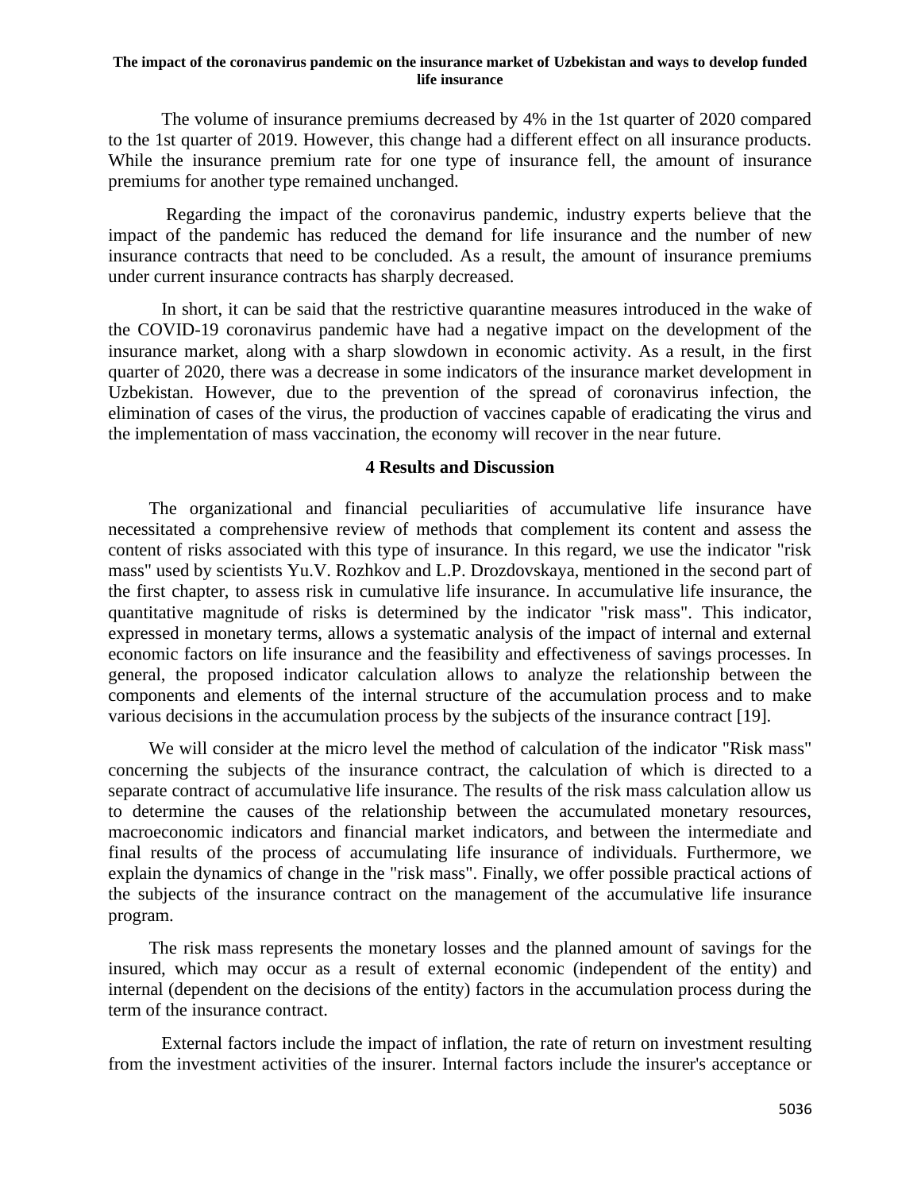The volume of insurance premiums decreased by 4% in the 1st quarter of 2020 compared to the 1st quarter of 2019. However, this change had a different effect on all insurance products. While the insurance premium rate for one type of insurance fell, the amount of insurance premiums for another type remained unchanged.

Regarding the impact of the coronavirus pandemic, industry experts believe that the impact of the pandemic has reduced the demand for life insurance and the number of new insurance contracts that need to be concluded. As a result, the amount of insurance premiums under current insurance contracts has sharply decreased.

In short, it can be said that the restrictive quarantine measures introduced in the wake of the COVID-19 coronavirus pandemic have had a negative impact on the development of the insurance market, along with a sharp slowdown in economic activity. As a result, in the first quarter of 2020, there was a decrease in some indicators of the insurance market development in Uzbekistan. However, due to the prevention of the spread of coronavirus infection, the elimination of cases of the virus, the production of vaccines capable of eradicating the virus and the implementation of mass vaccination, the economy will recover in the near future.

## 4 Results and Discussion

The organizational and financial peculiarities of accumulative life insurance have necessitated a comprehensive review of methods that complement its content and assess the content of risks associated with this type of insurance. In this regard, we use the indicator "risk mass" used by scientists Yu.V. Rozhkov and L.P. Drozdovskaya, mentioned in the second part of the first chapter, to assess risk in cumulative life insurance. In accumulative life insurance, the quantitative magnitude of risks is determined by the indicator "risk mass". This indicator, expressed in monetary terms, allows a systematic analysis of the impact of internal and external economic factors on life insurance and the feasibility and effectiveness of savings processes. In general, the proposed indicator calculation allows to analyze the relationship between the components and elements of the internal structure of the accumulation process and to make various decisions in the accumulation process by the subjects of the insurance contract [19].

We will consider at the micro level the method of calculation of the indicator "Risk mass" concerning the subjects of the insurance contract, the calculation of which is directed to a separate contract of accumulative life insurance. The results of the risk mass calculation allow us to determine the causes of the relationship between the accumulated monetary resources, macroeconomic indicators and financial market indicators, and between the intermediate and final results of the process of accumulating life insurance of individuals. Furthermore, we explain the dynamics of change in the "risk mass". Finally, we offer possible practical actions of the subjects of the insurance contract on the management of the accumulative life insurance program.

The risk mass represents the monetary losses and the planned amount of savings for the insured, which may occur as a result of external economic (independent of the entity) and internal (dependent on the decisions of the entity) factors in the accumulation process during the term of the insurance contract.

External factors include the impact of inflation, the rate of return on investment resulting from the investment activities of the insurer. Internal factors include the insurer's acceptance or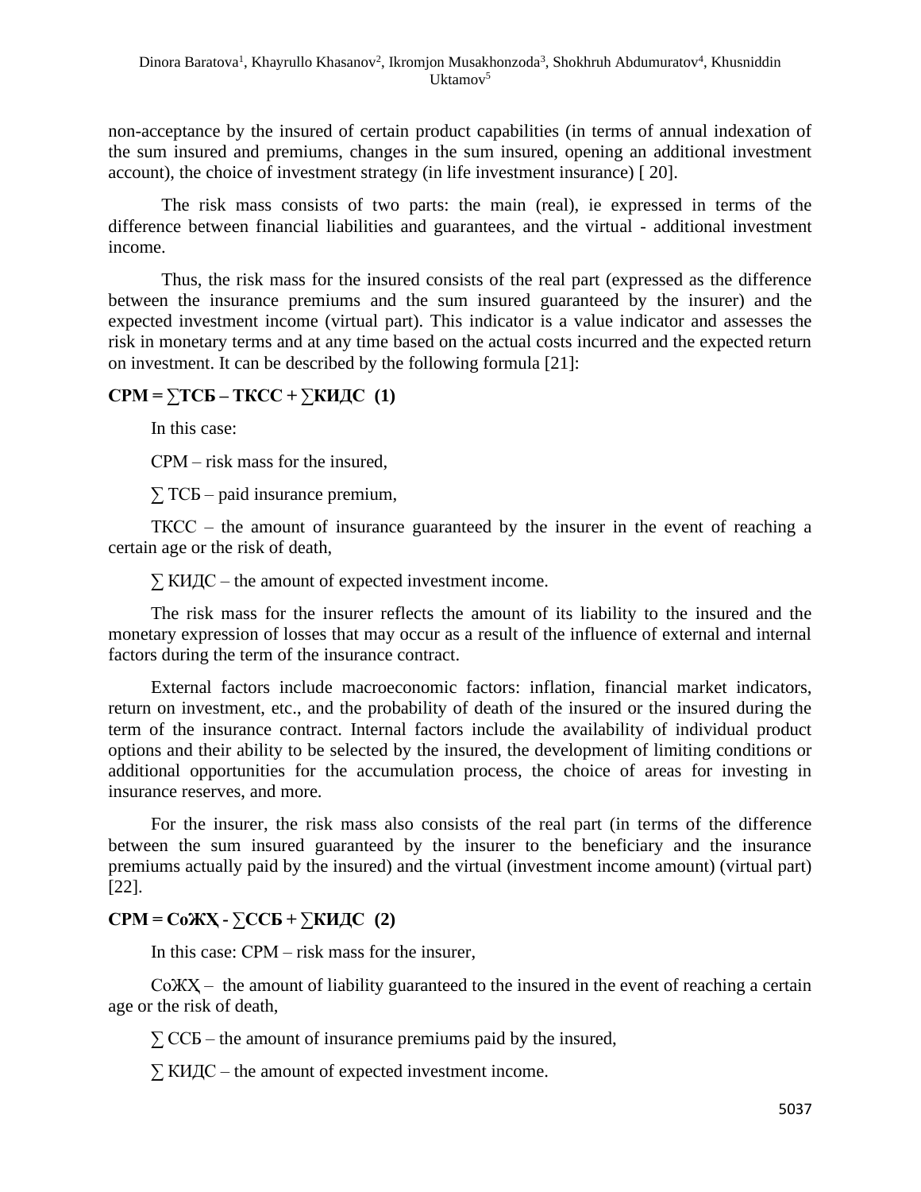non-acceptance by the insured of certain product capabilities (in terms of annual indexation of the sum insured and premiums, changes in the sum insured, opening an additional investment account), the choice of investment strategy (in life investment insurance) [ 20].

The risk mass consists of two parts: the main (real), ie expressed in terms of the difference between financial liabilities and guarantees, and the virtual - additional investment income.

Thus, the risk mass for the insured consists of the real part (expressed as the difference between the insurance premiums and the sum insured guaranteed by the insurer) and the expected investment income (virtual part). This indicator is a value indicator and assesses the risk in monetary terms and at any time based on the actual costs incurred and the expected return on investment. It can be described by the following formula [21]:

**СРМ = ∑ТСБ – ТКСС + ∑КИДС (1)**

In this case:

СРМ – risk mass for the insured,

∑ ТСБ – paid insurance premium,

ТКСС – the amount of insurance guaranteed by the insurer in the event of reaching a certain age or the risk of death,

∑ КИДС – the amount of expected investment income.

The risk mass for the insurer reflects the amount of its liability to the insured and the monetary expression of losses that may occur as a result of the influence of external and internal factors during the term of the insurance contract.

External factors include macroeconomic factors: inflation, financial market indicators, return on investment, etc., and the probability of death of the insured or the insured during the term of the insurance contract. Internal factors include the availability of individual product options and their ability to be selected by the insured, the development of limiting conditions or additional opportunities for the accumulation process, the choice of areas for investing in insurance reserves, and more.

For the insurer, the risk mass also consists of the real part (in terms of the difference between the sum insured guaranteed by the insurer to the beneficiary and the insurance premiums actually paid by the insured) and the virtual (investment income amount) (virtual part) [22].

**СРМ = СоЖҲ - ∑ССБ + ∑КИДС (2)**

In this case: СРМ – risk mass for the insurer,

СоЖҲ – the amount of liability guaranteed to the insured in the event of reaching a certain age or the risk of death,

∑ ССБ – the amount of insurance premiums paid by the insured,

∑ КИДС – the amount of expected investment income.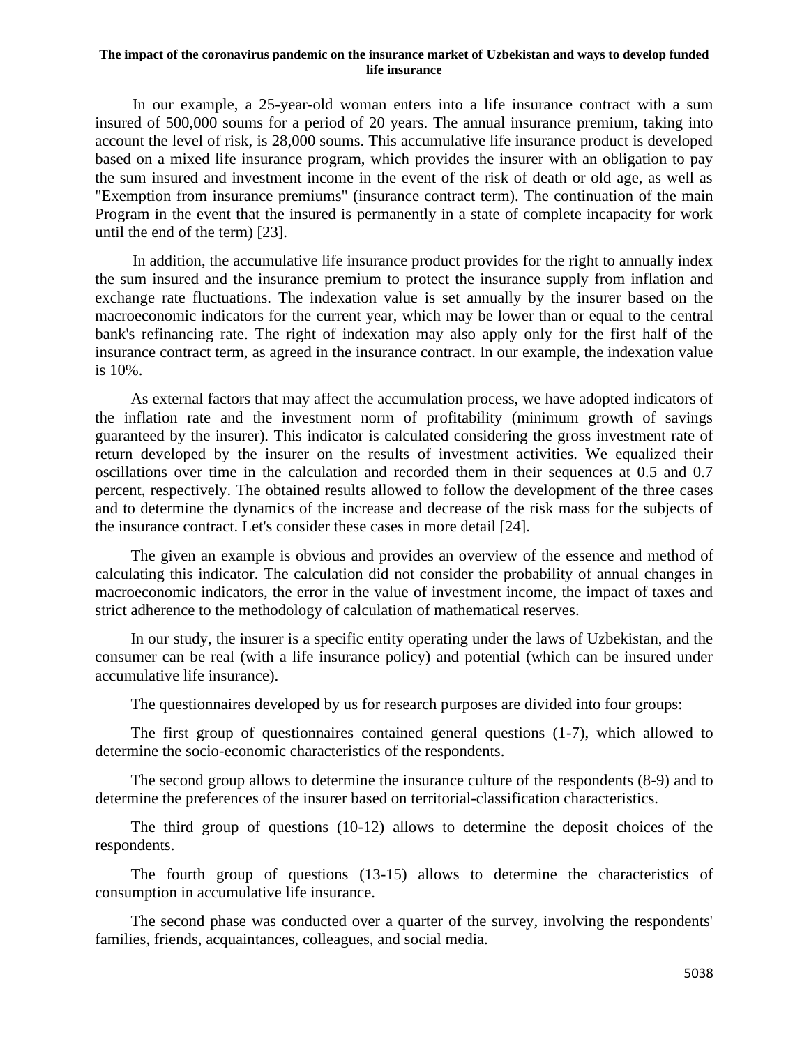In our example, a 25-year-old woman enters into a life insurance contract with a sum insured of 500,000 soums for a period of 20 years. The annual insurance premium, taking into account the level of risk, is 28,000 soums. This accumulative life insurance product is developed based on a mixed life insurance program, which provides the insurer with an obligation to pay the sum insured and investment income in the event of the risk of death or old age, as well as "Exemption from insurance premiums" (insurance contract term). The continuation of the main Program in the event that the insured is permanently in a state of complete incapacity for work until the end of the term) [23].

In addition, the accumulative life insurance product provides for the right to annually index the sum insured and the insurance premium to protect the insurance supply from inflation and exchange rate fluctuations. The indexation value is set annually by the insurer based on the macroeconomic indicators for the current year, which may be lower than or equal to the central bank's refinancing rate. The right of indexation may also apply only for the first half of the insurance contract term, as agreed in the insurance contract. In our example, the indexation value is 10%.

As external factors that may affect the accumulation process, we have adopted indicators of the inflation rate and the investment norm of profitability (minimum growth of savings guaranteed by the insurer). This indicator is calculated considering the gross investment rate of return developed by the insurer on the results of investment activities. We equalized their oscillations over time in the calculation and recorded them in their sequences at 0.5 and 0.7 percent, respectively. The obtained results allowed to follow the development of the three cases and to determine the dynamics of the increase and decrease of the risk mass for the subjects of the insurance contract. Let's consider these cases in more detail [24].

The given an example is obvious and provides an overview of the essence and method of calculating this indicator. The calculation did not consider the probability of annual changes in macroeconomic indicators, the error in the value of investment income, the impact of taxes and strict adherence to the methodology of calculation of mathematical reserves.

In our study, the insurer is a specific entity operating under the laws of Uzbekistan, and the consumer can be real (with a life insurance policy) and potential (which can be insured under accumulative life insurance).

The questionnaires developed by us for research purposes are divided into four groups:

The first group of questionnaires contained general questions (1-7), which allowed to determine the socio-economic characteristics of the respondents.

The second group allows to determine the insurance culture of the respondents (8-9) and to determine the preferences of the insurer based on territorial-classification characteristics.

The third group of questions (10-12) allows to determine the deposit choices of the respondents.

The fourth group of questions (13-15) allows to determine the characteristics of consumption in accumulative life insurance.

The second phase was conducted over a quarter of the survey, involving the respondents' families, friends, acquaintances, colleagues, and social media.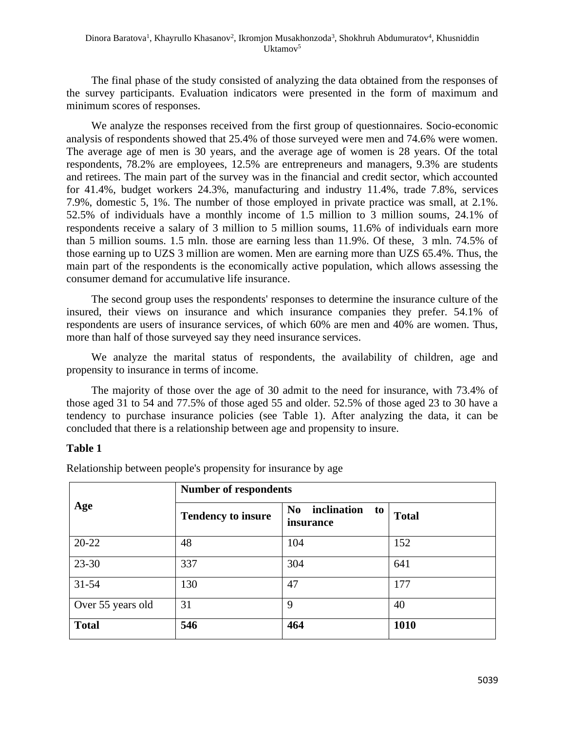The final phase of the study consisted of analyzing the data obtained from the responses of the survey participants. Evaluation indicators were presented in the form of maximum and minimum scores of responses.

We analyze the responses received from the first group of questionnaires. Socio-economic analysis of respondents showed that 25.4% of those surveyed were men and 74.6% were women. The average age of men is 30 years, and the average age of women is 28 years. Of the total respondents, 78.2% are employees, 12.5% are entrepreneurs and managers, 9.3% are students and retirees. The main part of the survey was in the financial and credit sector, which accounted for 41.4%, budget workers 24.3%, manufacturing and industry 11.4%, trade 7.8%, services 7.9%, domestic 5, 1%. The number of those employed in private practice was small, at 2.1%. 52.5% of individuals have a monthly income of 1.5 million to 3 million soums, 24.1% of respondents receive a salary of 3 million to 5 million soums, 11.6% of individuals earn more than 5 million soums. 1.5 mln. those are earning less than 11.9%. Of these, 3 mln. 74.5% of those earning up to UZS 3 million are women. Men are earning more than UZS 65.4%. Thus, the main part of the respondents is the economically active population, which allows assessing the consumer demand for accumulative life insurance.

The second group uses the respondents' responses to determine the insurance culture of the insured, their views on insurance and which insurance companies they prefer. 54.1% of respondents are users of insurance services, of which 60% are men and 40% are women. Thus, more than half of those surveyed say they need insurance services.

We analyze the marital status of respondents, the availability of children, age and propensity to insurance in terms of income.

The majority of those over the age of 30 admit to the need for insurance, with 73.4% of those aged 31 to 54 and 77.5% of those aged 55 and older. 52.5% of those aged 23 to 30 have a tendency to purchase insurance policies (see Table 1). After analyzing the data, it can be concluded that there is a relationship between age and propensity to insure.

**Table 1**

Relationship between people's propensity for insurance by age

| **Age** | **Number of respondents** | | |
|---|---|---|---|
| | **Tendency to insure** | **No inclination to insurance** | **Total** |
| 20-22 | 48 | 104 | 152 |
| 23-30 | 337 | 304 | 641 |
| 31-54 | 130 | 47 | 177 |
| Over 55 years old | 31 | 9 | 40 |
| **Total** | **546** | **464** | **1010** |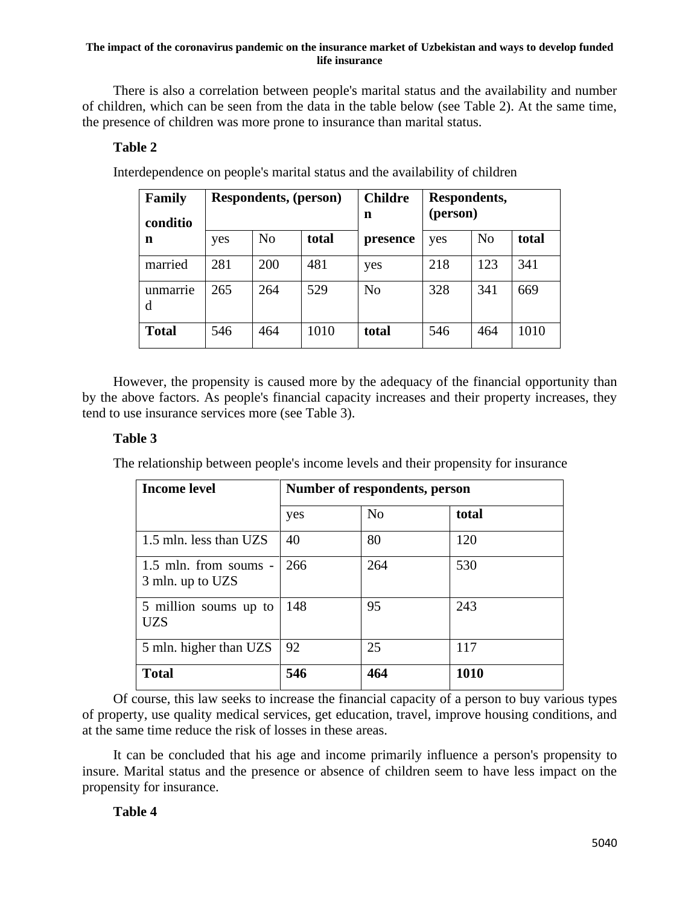There is also a correlation between people's marital status and the availability and number of children, which can be seen from the data in the table below (see Table 2). At the same time, the presence of children was more prone to insurance than marital status.

**Table 2**

Interdependence on people's marital status and the availability of children

| **Family condition** | **Respondents, (person)** | | | **Children presence** | **Respondents, (person)** | | |
|---|---|---|---|---|---|---|---|
| | yes | No | **total** | | yes | No | **total** |
| married | 281 | 200 | 481 | yes | 218 | 123 | 341 |
| unmarried | 265 | 264 | 529 | No | 328 | 341 | 669 |
| **Total** | 546 | 464 | 1010 | **total** | 546 | 464 | 1010 |

However, the propensity is caused more by the adequacy of the financial opportunity than by the above factors. As people's financial capacity increases and their property increases, they tend to use insurance services more (see Table 3).

**Table 3**

The relationship between people's income levels and their propensity for insurance

| **Income level** | **Number of respondents, person** | | |
|---|---|---|---|
| | yes | No | **total** |
| 1.5 mln. less than UZS | 40 | 80 | 120 |
| 1.5 mln. from soums - 3 mln. up to UZS | 266 | 264 | 530 |
| 5 million soums up to UZS | 148 | 95 | 243 |
| 5 mln. higher than UZS | 92 | 25 | 117 |
| **Total** | **546** | **464** | **1010** |

Of course, this law seeks to increase the financial capacity of a person to buy various types of property, use quality medical services, get education, travel, improve housing conditions, and at the same time reduce the risk of losses in these areas.

It can be concluded that his age and income primarily influence a person's propensity to insure. Marital status and the presence or absence of children seem to have less impact on the propensity for insurance.

**Table 4**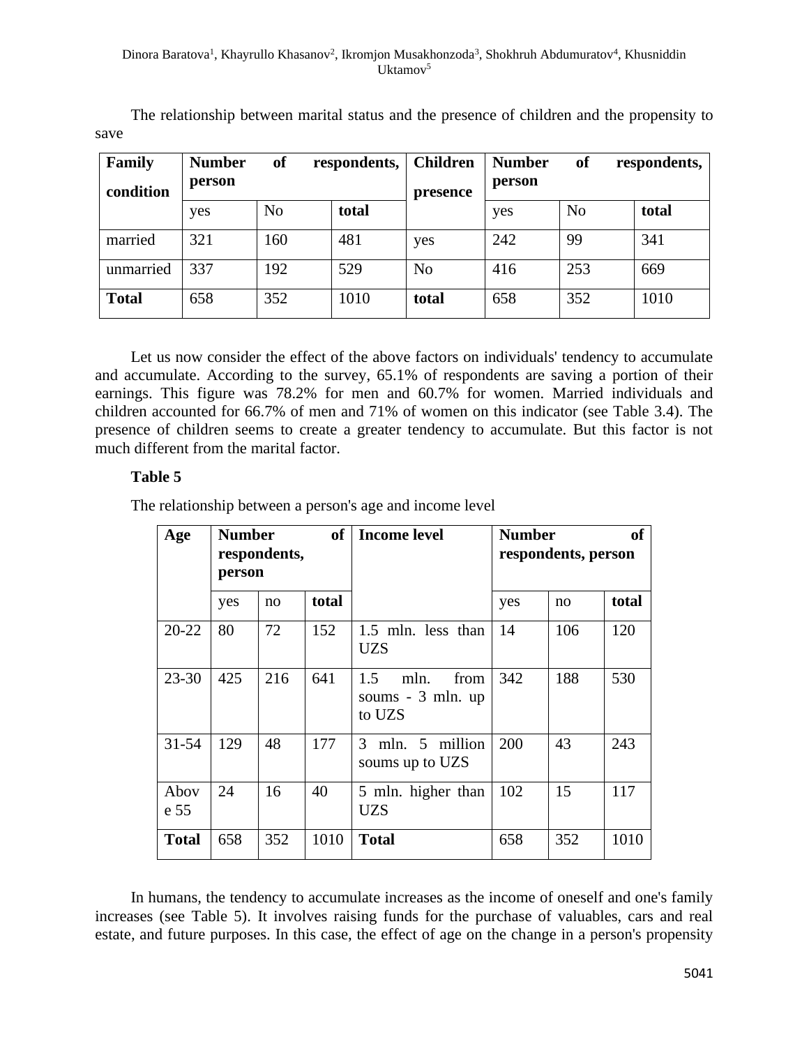The relationship between marital status and the presence of children and the propensity to save

| Family condition | Number of respondents, person | | | Children presence | Number of respondents, person | | |
|---|---|---|---|---|---|---|---|
| | yes | No | total | | yes | No | total |
| married | 321 | 160 | 481 | yes | 242 | 99 | 341 |
| unmarried | 337 | 192 | 529 | No | 416 | 253 | 669 |
| **Total** | 658 | 352 | 1010 | **total** | 658 | 352 | 1010 |

Let us now consider the effect of the above factors on individuals' tendency to accumulate and accumulate. According to the survey, 65.1% of respondents are saving a portion of their earnings. This figure was 78.2% for men and 60.7% for women. Married individuals and children accounted for 66.7% of men and 71% of women on this indicator (see Table 3.4). The presence of children seems to create a greater tendency to accumulate. But this factor is not much different from the marital factor.

**Table 5**

The relationship between a person's age and income level

| Age | Number of respondents, person | | | Income level | Number of respondents, person | | |
|---|---|---|---|---|---|---|---|
| | yes | no | total | | yes | no | total |
| 20-22 | 80 | 72 | 152 | 1.5 mln. less than UZS | 14 | 106 | 120 |
| 23-30 | 425 | 216 | 641 | 1.5 mln. from soums - 3 mln. up to UZS | 342 | 188 | 530 |
| 31-54 | 129 | 48 | 177 | 3 mln. 5 million soums up to UZS | 200 | 43 | 243 |
| Above 55 | 24 | 16 | 40 | 5 mln. higher than UZS | 102 | 15 | 117 |
| **Total** | 658 | 352 | 1010 | **Total** | 658 | 352 | 1010 |

In humans, the tendency to accumulate increases as the income of oneself and one's family increases (see Table 5). It involves raising funds for the purchase of valuables, cars and real estate, and future purposes. In this case, the effect of age on the change in a person's propensity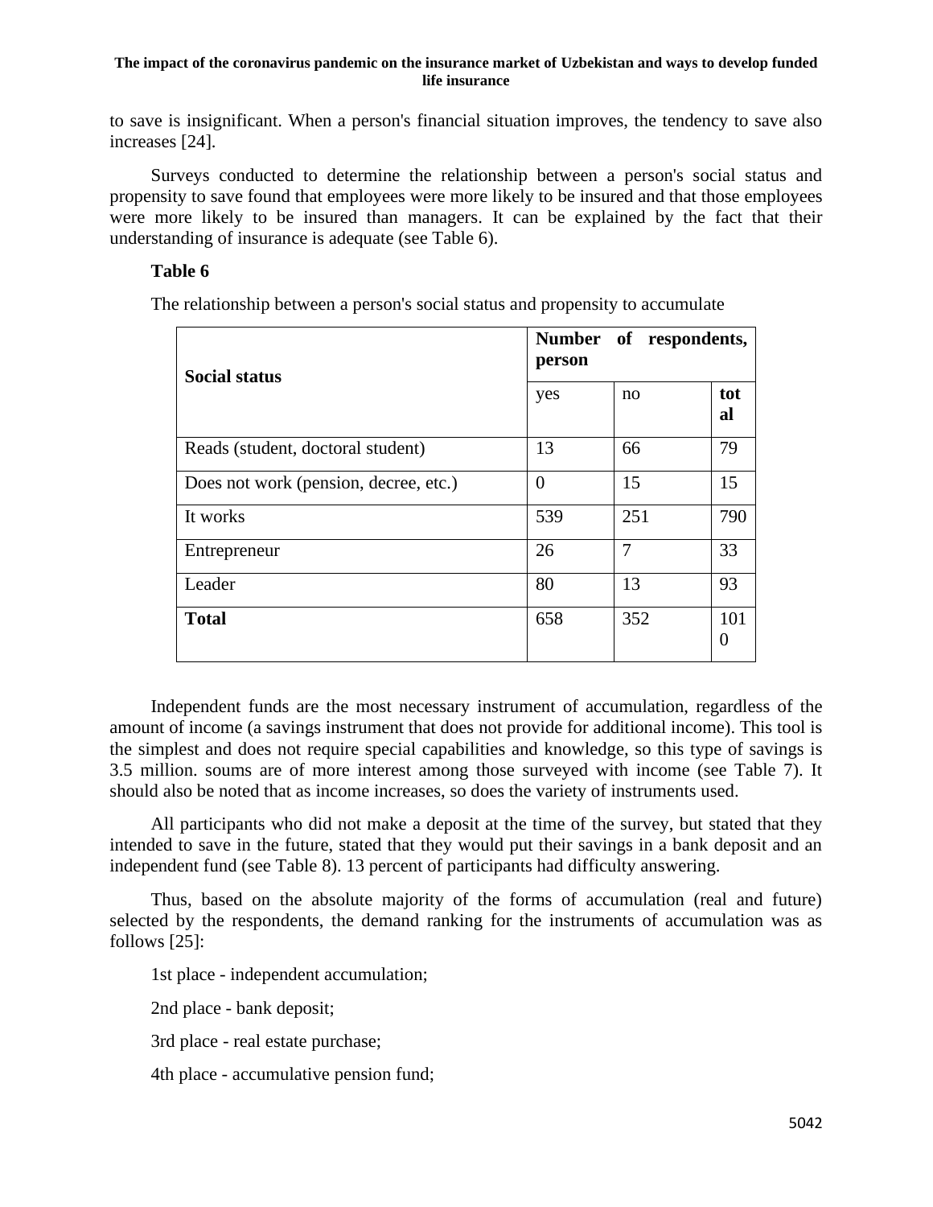to save is insignificant. When a person's financial situation improves, the tendency to save also increases [24].

Surveys conducted to determine the relationship between a person's social status and propensity to save found that employees were more likely to be insured and that those employees were more likely to be insured than managers. It can be explained by the fact that their understanding of insurance is adequate (see Table 6).

**Table 6**

The relationship between a person's social status and propensity to accumulate

| Social status | Number of respondents, person | | |
|---|---|---|---|
| | yes | no | **total** |
| Reads (student, doctoral student) | 13 | 66 | 79 |
| Does not work (pension, decree, etc.) | 0 | 15 | 15 |
| It works | 539 | 251 | 790 |
| Entrepreneur | 26 | 7 | 33 |
| Leader | 80 | 13 | 93 |
| **Total** | 658 | 352 | 1010 |

Independent funds are the most necessary instrument of accumulation, regardless of the amount of income (a savings instrument that does not provide for additional income). This tool is the simplest and does not require special capabilities and knowledge, so this type of savings is 3.5 million. soums are of more interest among those surveyed with income (see Table 7). It should also be noted that as income increases, so does the variety of instruments used.

All participants who did not make a deposit at the time of the survey, but stated that they intended to save in the future, stated that they would put their savings in a bank deposit and an independent fund (see Table 8). 13 percent of participants had difficulty answering.

Thus, based on the absolute majority of the forms of accumulation (real and future) selected by the respondents, the demand ranking for the instruments of accumulation was as follows [25]:

1st place - independent accumulation;

2nd place - bank deposit;

3rd place - real estate purchase;

4th place - accumulative pension fund;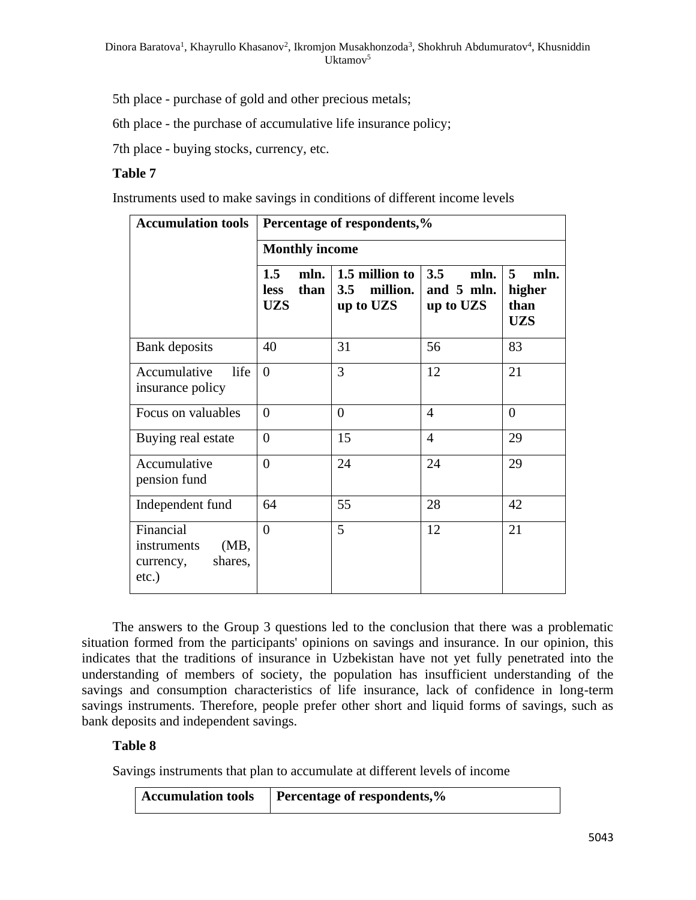5th place - purchase of gold and other precious metals;

6th place - the purchase of accumulative life insurance policy;

7th place - buying stocks, currency, etc.

**Table 7**

Instruments used to make savings in conditions of different income levels

| Accumulation tools | Percentage of respondents,% | | | |
|---|---|---|---|---|
| | Monthly income | | | |
| | 1.5 mln. less than UZS | 1.5 million to 3.5 million. up to UZS | 3.5 mln. and 5 mln. up to UZS | 5 mln. higher than UZS |
| Bank deposits | 40 | 31 | 56 | 83 |
| Accumulative life insurance policy | 0 | 3 | 12 | 21 |
| Focus on valuables | 0 | 0 | 4 | 0 |
| Buying real estate | 0 | 15 | 4 | 29 |
| Accumulative pension fund | 0 | 24 | 24 | 29 |
| Independent fund | 64 | 55 | 28 | 42 |
| Financial instruments (MB, currency, shares, etc.) | 0 | 5 | 12 | 21 |

The answers to the Group 3 questions led to the conclusion that there was a problematic situation formed from the participants' opinions on savings and insurance. In our opinion, this indicates that the traditions of insurance in Uzbekistan have not yet fully penetrated into the understanding of members of society, the population has insufficient understanding of the savings and consumption characteristics of life insurance, lack of confidence in long-term savings instruments. Therefore, people prefer other short and liquid forms of savings, such as bank deposits and independent savings.

**Table 8**

Savings instruments that plan to accumulate at different levels of income

| Accumulation tools | Percentage of respondents,% |
|---|---|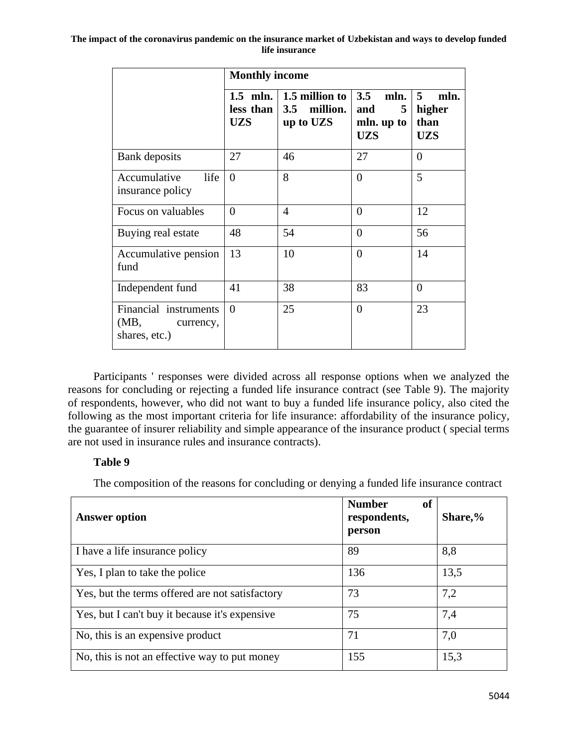| | Monthly income | | | |
|---|---|---|---|---|
| | 1.5 mln. less than UZS | 1.5 million to 3.5 million. up to UZS | 3.5 mln. and 5 mln. up to UZS | 5 mln. higher than UZS |
| Bank deposits | 27 | 46 | 27 | 0 |
| Accumulative life insurance policy | 0 | 8 | 0 | 5 |
| Focus on valuables | 0 | 4 | 0 | 12 |
| Buying real estate | 48 | 54 | 0 | 56 |
| Accumulative pension fund | 13 | 10 | 0 | 14 |
| Independent fund | 41 | 38 | 83 | 0 |
| Financial instruments (MB, currency, shares, etc.) | 0 | 25 | 0 | 23 |

Participants ' responses were divided across all response options when we analyzed the reasons for concluding or rejecting a funded life insurance contract (see Table 9). The majority of respondents, however, who did not want to buy a funded life insurance policy, also cited the following as the most important criteria for life insurance: affordability of the insurance policy, the guarantee of insurer reliability and simple appearance of the insurance product ( special terms are not used in insurance rules and insurance contracts).

**Table 9**

The composition of the reasons for concluding or denying a funded life insurance contract

| Answer option | Number of respondents, person | Share,% |
|---|---|---|
| I have a life insurance policy | 89 | 8,8 |
| Yes, I plan to take the police | 136 | 13,5 |
| Yes, but the terms offered are not satisfactory | 73 | 7,2 |
| Yes, but I can't buy it because it's expensive | 75 | 7,4 |
| No, this is an expensive product | 71 | 7,0 |
| No, this is not an effective way to put money | 155 | 15,3 |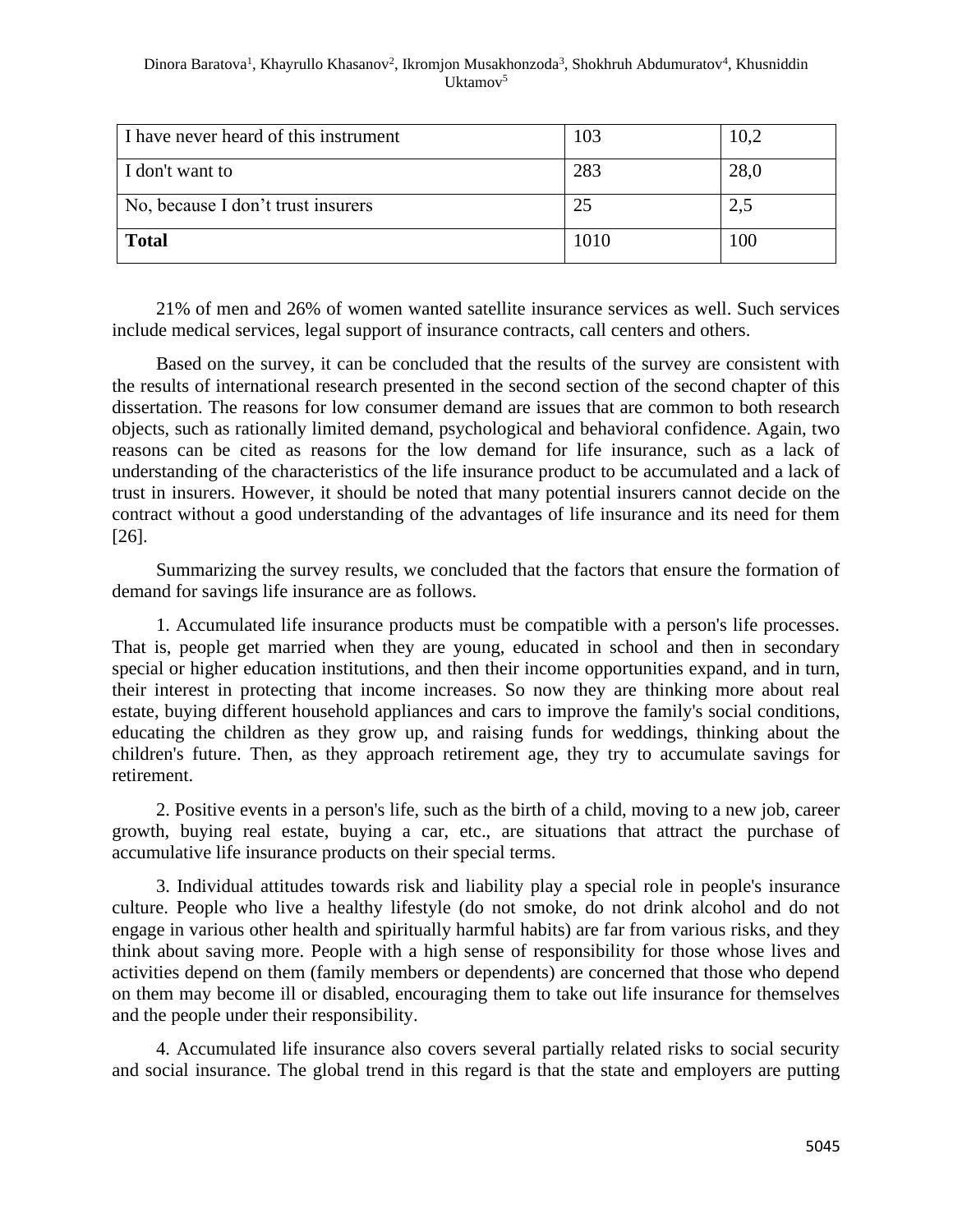| I have never heard of this instrument | 103 | 10,2 |
| --- | --- | --- |
| I don't want to | 283 | 28,0 |
| No, because I don’t trust insurers | 25 | 2,5 |
| **Total** | 1010 | 100 |

21% of men and 26% of women wanted satellite insurance services as well. Such services include medical services, legal support of insurance contracts, call centers and others.

Based on the survey, it can be concluded that the results of the survey are consistent with the results of international research presented in the second section of the second chapter of this dissertation. The reasons for low consumer demand are issues that are common to both research objects, such as rationally limited demand, psychological and behavioral confidence. Again, two reasons can be cited as reasons for the low demand for life insurance, such as a lack of understanding of the characteristics of the life insurance product to be accumulated and a lack of trust in insurers. However, it should be noted that many potential insurers cannot decide on the contract without a good understanding of the advantages of life insurance and its need for them [26].

Summarizing the survey results, we concluded that the factors that ensure the formation of demand for savings life insurance are as follows.

1. Accumulated life insurance products must be compatible with a person's life processes. That is, people get married when they are young, educated in school and then in secondary special or higher education institutions, and then their income opportunities expand, and in turn, their interest in protecting that income increases. So now they are thinking more about real estate, buying different household appliances and cars to improve the family's social conditions, educating the children as they grow up, and raising funds for weddings, thinking about the children's future. Then, as they approach retirement age, they try to accumulate savings for retirement.

2. Positive events in a person's life, such as the birth of a child, moving to a new job, career growth, buying real estate, buying a car, etc., are situations that attract the purchase of accumulative life insurance products on their special terms.

3. Individual attitudes towards risk and liability play a special role in people's insurance culture. People who live a healthy lifestyle (do not smoke, do not drink alcohol and do not engage in various other health and spiritually harmful habits) are far from various risks, and they think about saving more. People with a high sense of responsibility for those whose lives and activities depend on them (family members or dependents) are concerned that those who depend on them may become ill or disabled, encouraging them to take out life insurance for themselves and the people under their responsibility.

4. Accumulated life insurance also covers several partially related risks to social security and social insurance. The global trend in this regard is that the state and employers are putting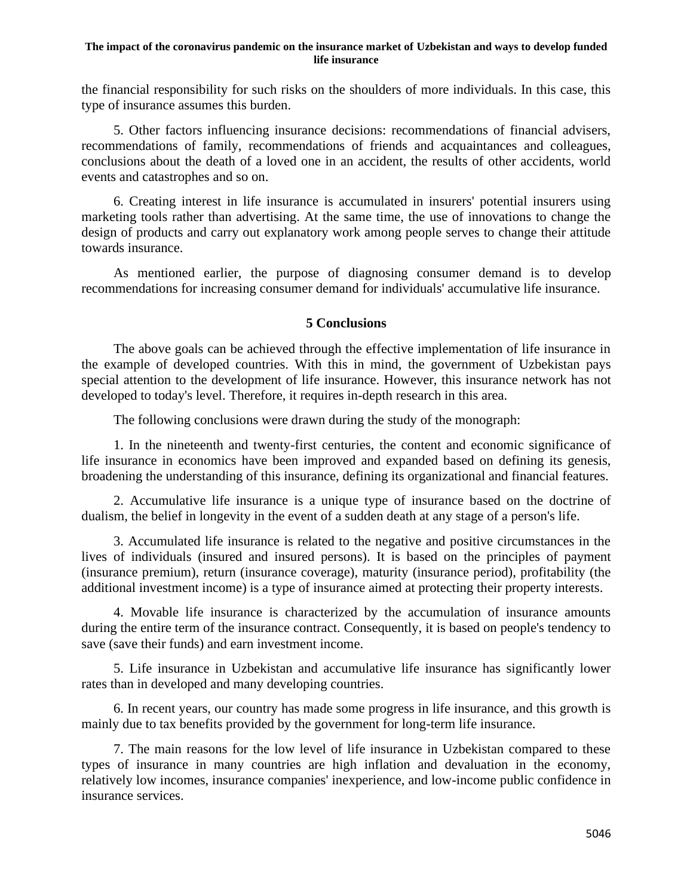the financial responsibility for such risks on the shoulders of more individuals. In this case, this type of insurance assumes this burden.

5. Other factors influencing insurance decisions: recommendations of financial advisers, recommendations of family, recommendations of friends and acquaintances and colleagues, conclusions about the death of a loved one in an accident, the results of other accidents, world events and catastrophes and so on.

6. Creating interest in life insurance is accumulated in insurers' potential insurers using marketing tools rather than advertising. At the same time, the use of innovations to change the design of products and carry out explanatory work among people serves to change their attitude towards insurance.

As mentioned earlier, the purpose of diagnosing consumer demand is to develop recommendations for increasing consumer demand for individuals' accumulative life insurance.

## 5 Conclusions

The above goals can be achieved through the effective implementation of life insurance in the example of developed countries. With this in mind, the government of Uzbekistan pays special attention to the development of life insurance. However, this insurance network has not developed to today's level. Therefore, it requires in-depth research in this area.

The following conclusions were drawn during the study of the monograph:

1. In the nineteenth and twenty-first centuries, the content and economic significance of life insurance in economics have been improved and expanded based on defining its genesis, broadening the understanding of this insurance, defining its organizational and financial features.

2. Accumulative life insurance is a unique type of insurance based on the doctrine of dualism, the belief in longevity in the event of a sudden death at any stage of a person's life.

3. Accumulated life insurance is related to the negative and positive circumstances in the lives of individuals (insured and insured persons). It is based on the principles of payment (insurance premium), return (insurance coverage), maturity (insurance period), profitability (the additional investment income) is a type of insurance aimed at protecting their property interests.

4. Movable life insurance is characterized by the accumulation of insurance amounts during the entire term of the insurance contract. Consequently, it is based on people's tendency to save (save their funds) and earn investment income.

5. Life insurance in Uzbekistan and accumulative life insurance has significantly lower rates than in developed and many developing countries.

6. In recent years, our country has made some progress in life insurance, and this growth is mainly due to tax benefits provided by the government for long-term life insurance.

7. The main reasons for the low level of life insurance in Uzbekistan compared to these types of insurance in many countries are high inflation and devaluation in the economy, relatively low incomes, insurance companies' inexperience, and low-income public confidence in insurance services.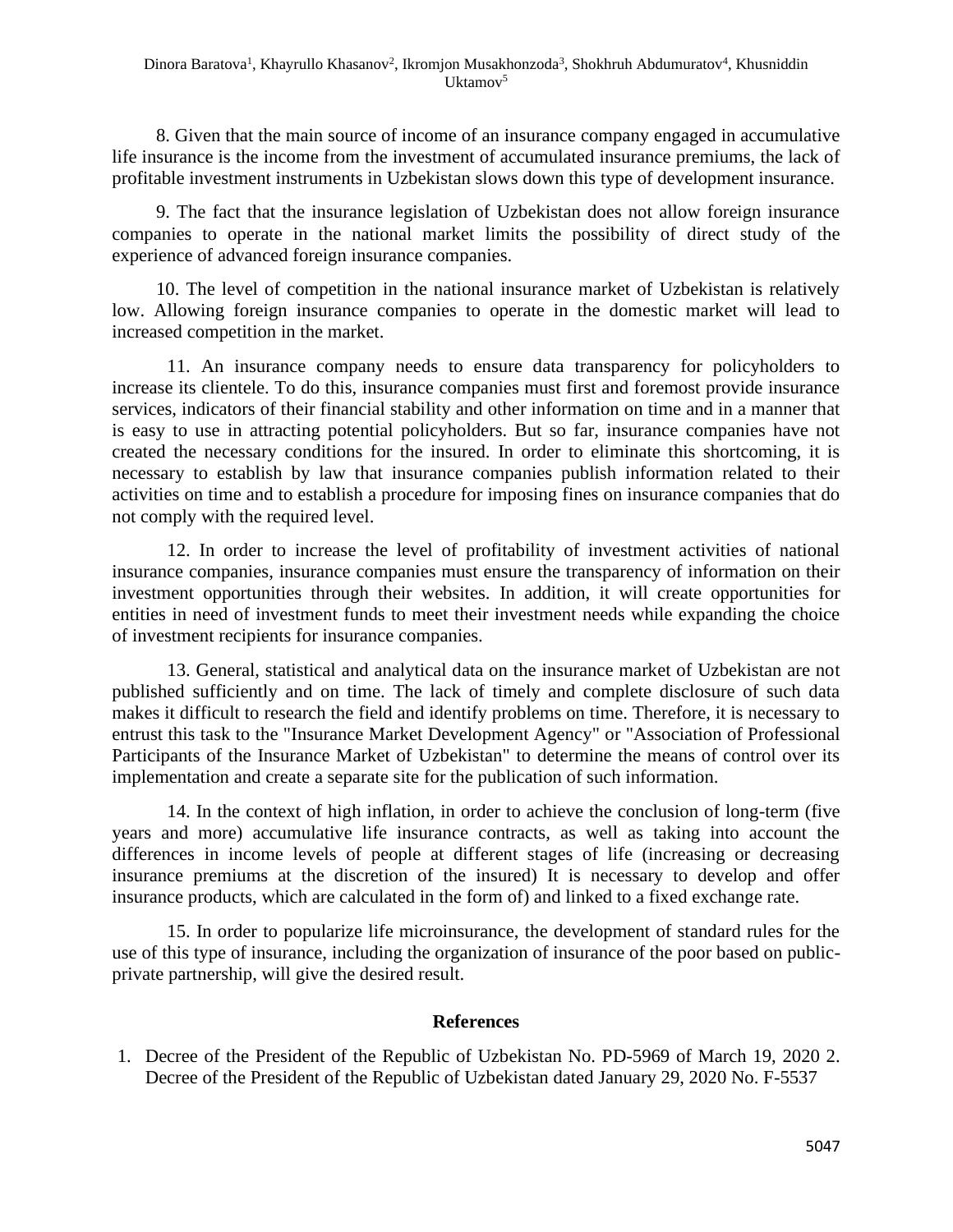8. Given that the main source of income of an insurance company engaged in accumulative life insurance is the income from the investment of accumulated insurance premiums, the lack of profitable investment instruments in Uzbekistan slows down this type of development insurance.

9. The fact that the insurance legislation of Uzbekistan does not allow foreign insurance companies to operate in the national market limits the possibility of direct study of the experience of advanced foreign insurance companies.

10. The level of competition in the national insurance market of Uzbekistan is relatively low. Allowing foreign insurance companies to operate in the domestic market will lead to increased competition in the market.

11. An insurance company needs to ensure data transparency for policyholders to increase its clientele. To do this, insurance companies must first and foremost provide insurance services, indicators of their financial stability and other information on time and in a manner that is easy to use in attracting potential policyholders. But so far, insurance companies have not created the necessary conditions for the insured. In order to eliminate this shortcoming, it is necessary to establish by law that insurance companies publish information related to their activities on time and to establish a procedure for imposing fines on insurance companies that do not comply with the required level.

12. In order to increase the level of profitability of investment activities of national insurance companies, insurance companies must ensure the transparency of information on their investment opportunities through their websites. In addition, it will create opportunities for entities in need of investment funds to meet their investment needs while expanding the choice of investment recipients for insurance companies.

13. General, statistical and analytical data on the insurance market of Uzbekistan are not published sufficiently and on time. The lack of timely and complete disclosure of such data makes it difficult to research the field and identify problems on time. Therefore, it is necessary to entrust this task to the "Insurance Market Development Agency" or "Association of Professional Participants of the Insurance Market of Uzbekistan" to determine the means of control over its implementation and create a separate site for the publication of such information.

14. In the context of high inflation, in order to achieve the conclusion of long-term (five years and more) accumulative life insurance contracts, as well as taking into account the differences in income levels of people at different stages of life (increasing or decreasing insurance premiums at the discretion of the insured) It is necessary to develop and offer insurance products, which are calculated in the form of) and linked to a fixed exchange rate.

15. In order to popularize life microinsurance, the development of standard rules for the use of this type of insurance, including the organization of insurance of the poor based on public-private partnership, will give the desired result.

## References

1. Decree of the President of the Republic of Uzbekistan No. PD-5969 of March 19, 2020 2. Decree of the President of the Republic of Uzbekistan dated January 29, 2020 No. F-5537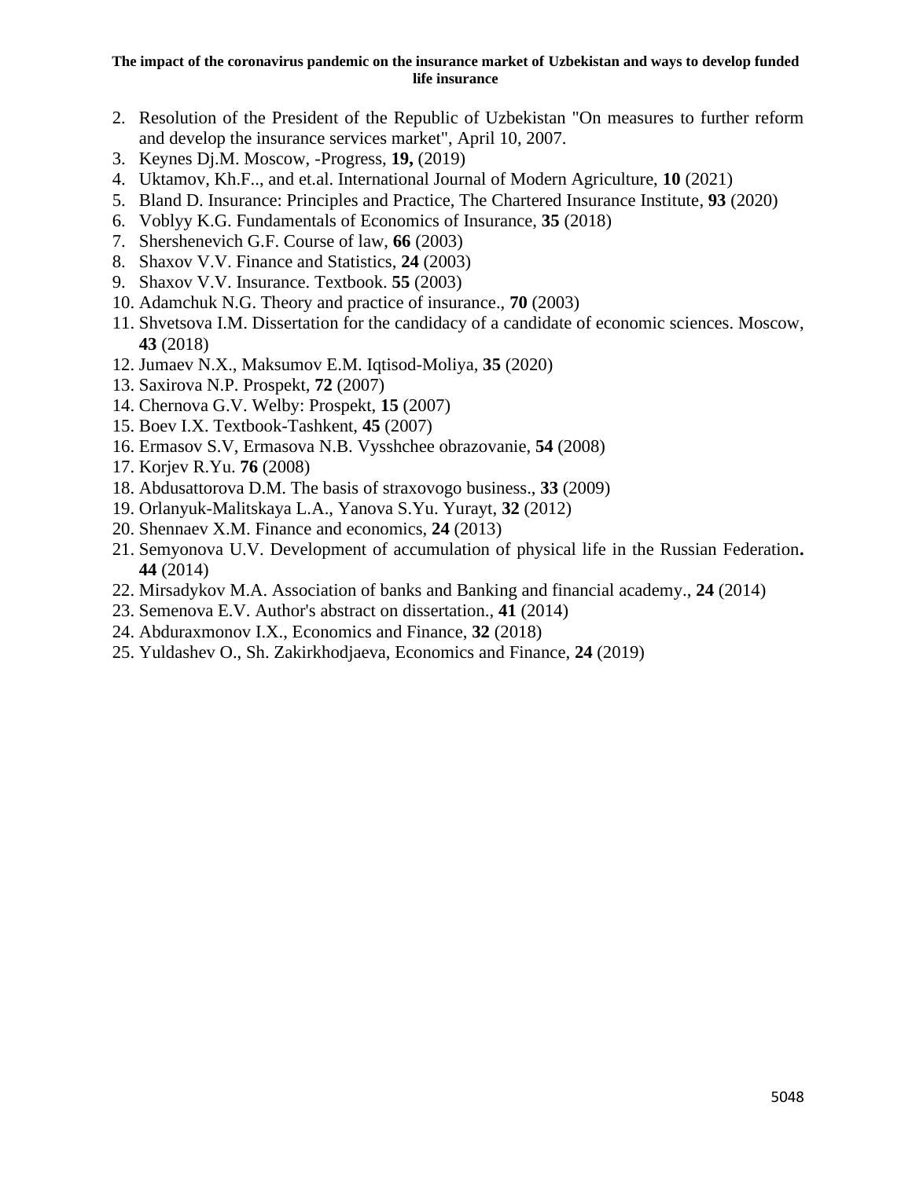2. Resolution of the President of the Republic of Uzbekistan "On measures to further reform and develop the insurance services market", April 10, 2007.
3. Keynes Dj.M. Moscow, -Progress, **19,** (2019)
4. Uktamov, Kh.F.., and et.al. International Journal of Modern Agriculture, **10** (2021)
5. Bland D. Insurance: Principles and Practice, The Chartered Insurance Institute, **93** (2020)
6. Voblyy K.G. Fundamentals of Economics of Insurance, **35** (2018)
7. Shershenevich G.F. Course of law, **66** (2003)
8. Shaxov V.V. Finance and Statistics, **24** (2003)
9. Shaxov V.V. Insurance. Textbook. **55** (2003)
10. Adamchuk N.G. Theory and practice of insurance., **70** (2003)
11. Shvetsova I.M. Dissertation for the candidacy of a candidate of economic sciences. Moscow, **43** (2018)
12. Jumaev N.X., Maksumov E.M. Iqtisod-Moliya, **35** (2020)
13. Saxirova N.P. Prospekt, **72** (2007)
14. Chernova G.V. Welby: Prospekt, **15** (2007)
15. Boev I.X. Textbook-Tashkent, **45** (2007)
16. Ermasov S.V, Ermasova N.B. Vysshchee obrazovanie, **54** (2008)
17. Korjev R.Yu. **76** (2008)
18. Abdusattorova D.M. The basis of straxovogo business., **33** (2009)
19. Orlanyuk-Malitskaya L.A., Yanova S.Yu. Yurayt, **32** (2012)
20. Shennaev X.M. Finance and economics, **24** (2013)
21. Semyonova U.V. Development of accumulation of physical life in the Russian Federation**.** **44** (2014)
22. Mirsadykov M.A. Association of banks and Banking and financial academy., **24** (2014)
23. Semenova E.V. Author's abstract on dissertation., **41** (2014)
24. Abduraxmonov I.X., Economics and Finance, **32** (2018)
25. Yuldashev O., Sh. Zakirkhodjaeva, Economics and Finance, **24** (2019)